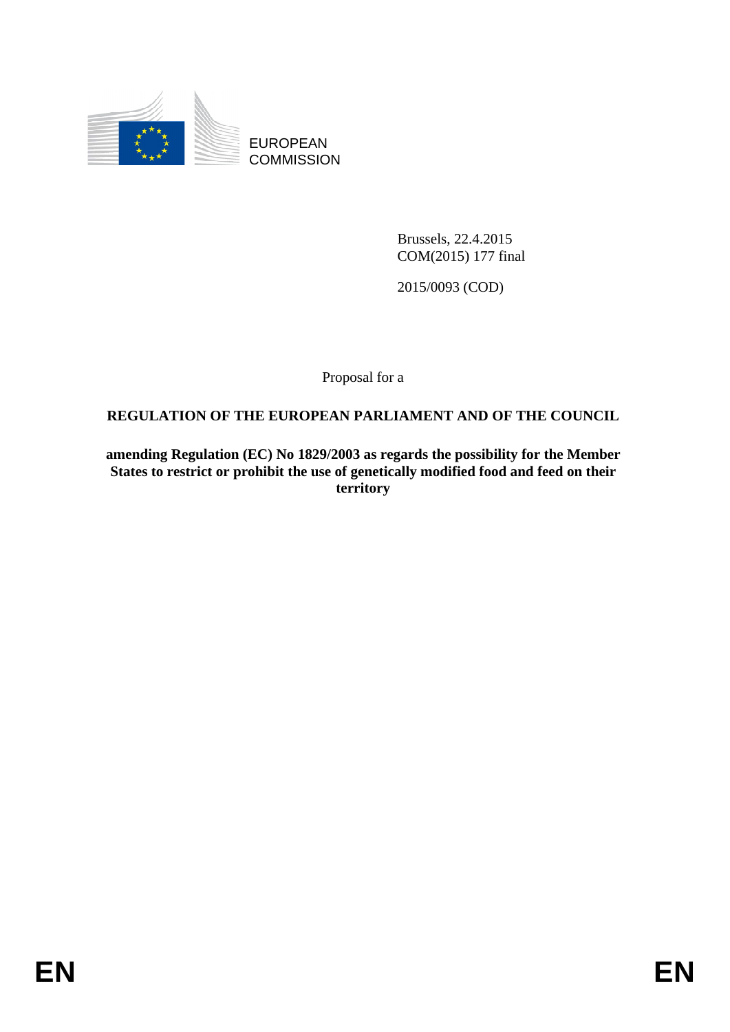EUROPEAN COMMISSION

Brussels, 22.4.2015
COM(2015) 177 final

2015/0093 (COD)

Proposal for a

**REGULATION OF THE EUROPEAN PARLIAMENT AND OF THE COUNCIL**

**amending Regulation (EC) No 1829/2003 as regards the possibility for the Member States to restrict or prohibit the use of genetically modified food and feed on their territory**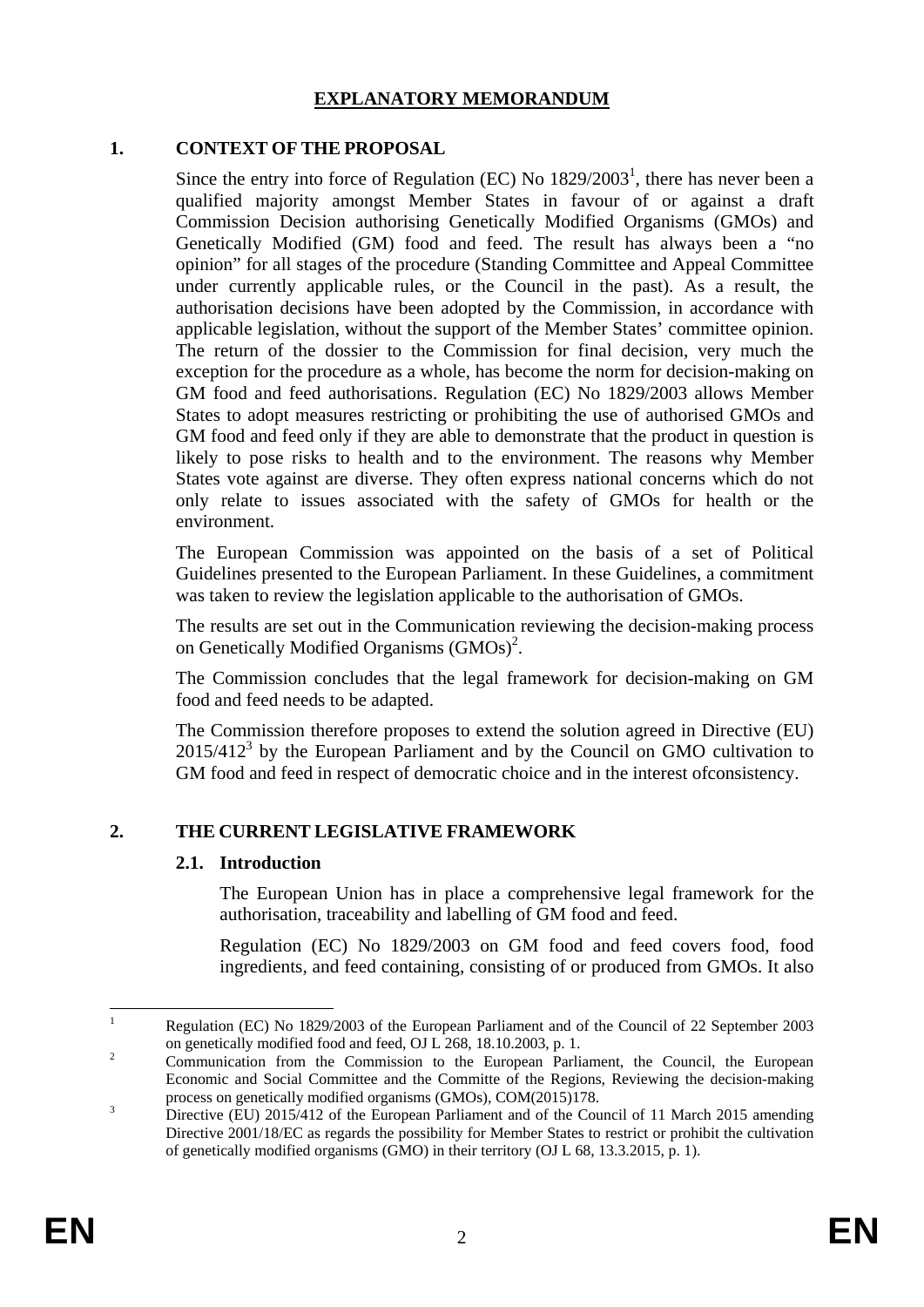# EXPLANATORY MEMORANDUM

## 1. CONTEXT OF THE PROPOSAL

Since the entry into force of Regulation (EC) No 1829/2003[1], there has never been a qualified majority amongst Member States in favour of or against a draft Commission Decision authorising Genetically Modified Organisms (GMOs) and Genetically Modified (GM) food and feed. The result has always been a "no opinion" for all stages of the procedure (Standing Committee and Appeal Committee under currently applicable rules, or the Council in the past). As a result, the authorisation decisions have been adopted by the Commission, in accordance with applicable legislation, without the support of the Member States' committee opinion. The return of the dossier to the Commission for final decision, very much the exception for the procedure as a whole, has become the norm for decision-making on GM food and feed authorisations. Regulation (EC) No 1829/2003 allows Member States to adopt measures restricting or prohibiting the use of authorised GMOs and GM food and feed only if they are able to demonstrate that the product in question is likely to pose risks to health and to the environment. The reasons why Member States vote against are diverse. They often express national concerns which do not only relate to issues associated with the safety of GMOs for health or the environment.

The European Commission was appointed on the basis of a set of Political Guidelines presented to the European Parliament. In these Guidelines, a commitment was taken to review the legislation applicable to the authorisation of GMOs.

The results are set out in the Communication reviewing the decision-making process on Genetically Modified Organisms (GMOs)[2].

The Commission concludes that the legal framework for decision-making on GM food and feed needs to be adapted.

The Commission therefore proposes to extend the solution agreed in Directive (EU) 2015/412[3] by the European Parliament and by the Council on GMO cultivation to GM food and feed in respect of democratic choice and in the interest ofconsistency.

## 2. THE CURRENT LEGISLATIVE FRAMEWORK

### 2.1. Introduction

The European Union has in place a comprehensive legal framework for the authorisation, traceability and labelling of GM food and feed.

Regulation (EC) No 1829/2003 on GM food and feed covers food, food ingredients, and feed containing, consisting of or produced from GMOs. It also

---

[1] Regulation (EC) No 1829/2003 of the European Parliament and of the Council of 22 September 2003 on genetically modified food and feed, OJ L 268, 18.10.2003, p. 1.

[2] Communication from the Commission to the European Parliament, the Council, the European Economic and Social Committee and the Committe of the Regions, Reviewing the decision-making process on genetically modified organisms (GMOs), COM(2015)178.

[3] Directive (EU) 2015/412 of the European Parliament and of the Council of 11 March 2015 amending Directive 2001/18/EC as regards the possibility for Member States to restrict or prohibit the cultivation of genetically modified organisms (GMO) in their territory (OJ L 68, 13.3.2015, p. 1).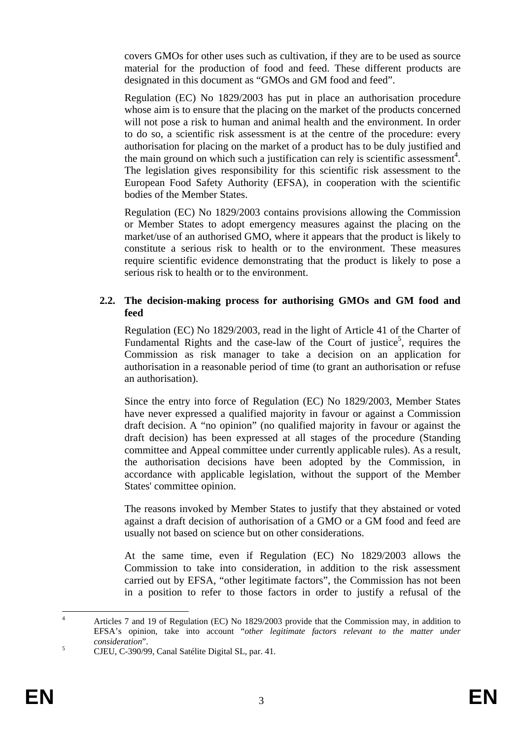covers GMOs for other uses such as cultivation, if they are to be used as source material for the production of food and feed. These different products are designated in this document as "GMOs and GM food and feed".

Regulation (EC) No 1829/2003 has put in place an authorisation procedure whose aim is to ensure that the placing on the market of the products concerned will not pose a risk to human and animal health and the environment. In order to do so, a scientific risk assessment is at the centre of the procedure: every authorisation for placing on the market of a product has to be duly justified and the main ground on which such a justification can rely is scientific assessment[4]. The legislation gives responsibility for this scientific risk assessment to the European Food Safety Authority (EFSA), in cooperation with the scientific bodies of the Member States.

Regulation (EC) No 1829/2003 contains provisions allowing the Commission or Member States to adopt emergency measures against the placing on the market/use of an authorised GMO, where it appears that the product is likely to constitute a serious risk to health or to the environment. These measures require scientific evidence demonstrating that the product is likely to pose a serious risk to health or to the environment.

### 2.2. The decision-making process for authorising GMOs and GM food and feed

Regulation (EC) No 1829/2003, read in the light of Article 41 of the Charter of Fundamental Rights and the case-law of the Court of justice[5], requires the Commission as risk manager to take a decision on an application for authorisation in a reasonable period of time (to grant an authorisation or refuse an authorisation).

Since the entry into force of Regulation (EC) No 1829/2003, Member States have never expressed a qualified majority in favour or against a Commission draft decision. A "no opinion" (no qualified majority in favour or against the draft decision) has been expressed at all stages of the procedure (Standing committee and Appeal committee under currently applicable rules). As a result, the authorisation decisions have been adopted by the Commission, in accordance with applicable legislation, without the support of the Member States' committee opinion.

The reasons invoked by Member States to justify that they abstained or voted against a draft decision of authorisation of a GMO or a GM food and feed are usually not based on science but on other considerations.

At the same time, even if Regulation (EC) No 1829/2003 allows the Commission to take into consideration, in addition to the risk assessment carried out by EFSA, "other legitimate factors", the Commission has not been in a position to refer to those factors in order to justify a refusal of the

---

[4] Articles 7 and 19 of Regulation (EC) No 1829/2003 provide that the Commission may, in addition to EFSA's opinion, take into account "*other legitimate factors relevant to the matter under consideration*".

[5] CJEU, C-390/99, Canal Satélite Digital SL, par. 41.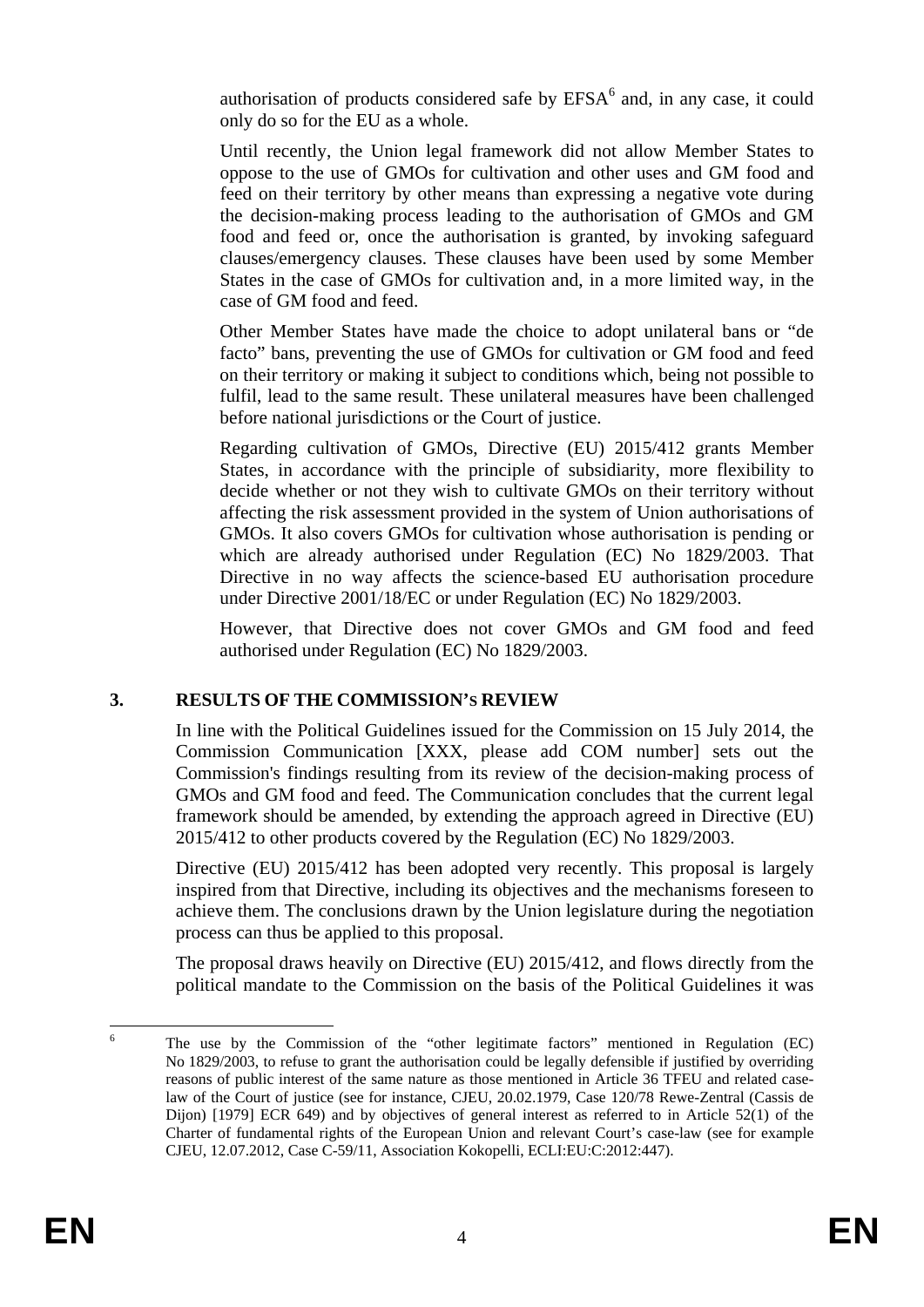authorisation of products considered safe by EFSA[6] and, in any case, it could only do so for the EU as a whole.

Until recently, the Union legal framework did not allow Member States to oppose to the use of GMOs for cultivation and other uses and GM food and feed on their territory by other means than expressing a negative vote during the decision-making process leading to the authorisation of GMOs and GM food and feed or, once the authorisation is granted, by invoking safeguard clauses/emergency clauses. These clauses have been used by some Member States in the case of GMOs for cultivation and, in a more limited way, in the case of GM food and feed.

Other Member States have made the choice to adopt unilateral bans or "de facto" bans, preventing the use of GMOs for cultivation or GM food and feed on their territory or making it subject to conditions which, being not possible to fulfil, lead to the same result. These unilateral measures have been challenged before national jurisdictions or the Court of justice.

Regarding cultivation of GMOs, Directive (EU) 2015/412 grants Member States, in accordance with the principle of subsidiarity, more flexibility to decide whether or not they wish to cultivate GMOs on their territory without affecting the risk assessment provided in the system of Union authorisations of GMOs. It also covers GMOs for cultivation whose authorisation is pending or which are already authorised under Regulation (EC) No 1829/2003. That Directive in no way affects the science-based EU authorisation procedure under Directive 2001/18/EC or under Regulation (EC) No 1829/2003.

However, that Directive does not cover GMOs and GM food and feed authorised under Regulation (EC) No 1829/2003.

## 3. RESULTS OF THE COMMISSION's REVIEW

In line with the Political Guidelines issued for the Commission on 15 July 2014, the Commission Communication [XXX, please add COM number] sets out the Commission's findings resulting from its review of the decision-making process of GMOs and GM food and feed. The Communication concludes that the current legal framework should be amended, by extending the approach agreed in Directive (EU) 2015/412 to other products covered by the Regulation (EC) No 1829/2003.

Directive (EU) 2015/412 has been adopted very recently. This proposal is largely inspired from that Directive, including its objectives and the mechanisms foreseen to achieve them. The conclusions drawn by the Union legislature during the negotiation process can thus be applied to this proposal.

The proposal draws heavily on Directive (EU) 2015/412, and flows directly from the political mandate to the Commission on the basis of the Political Guidelines it was

---

[6] The use by the Commission of the "other legitimate factors" mentioned in Regulation (EC) No 1829/2003, to refuse to grant the authorisation could be legally defensible if justified by overriding reasons of public interest of the same nature as those mentioned in Article 36 TFEU and related case-law of the Court of justice (see for instance, CJEU, 20.02.1979, Case 120/78 Rewe-Zentral (Cassis de Dijon) [1979] ECR 649) and by objectives of general interest as referred to in Article 52(1) of the Charter of fundamental rights of the European Union and relevant Court's case-law (see for example CJEU, 12.07.2012, Case C-59/11, Association Kokopelli, ECLI:EU:C:2012:447).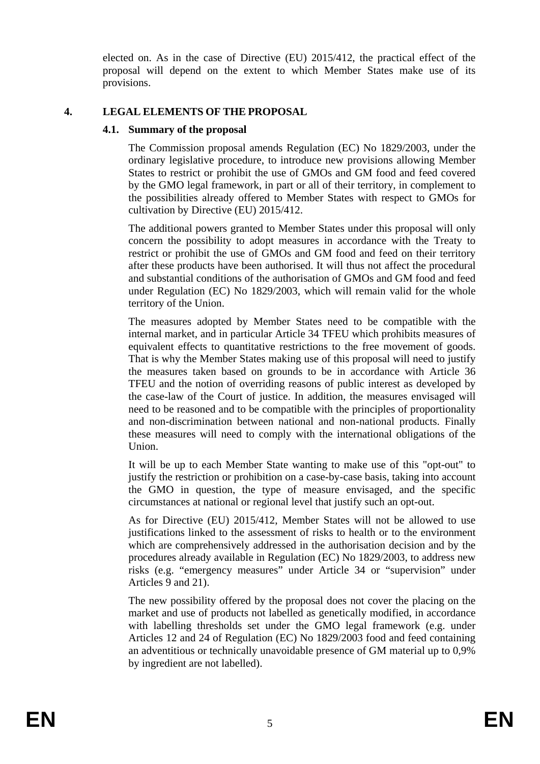elected on. As in the case of Directive (EU) 2015/412, the practical effect of the proposal will depend on the extent to which Member States make use of its provisions.

## 4. LEGAL ELEMENTS OF THE PROPOSAL

### 4.1. Summary of the proposal

The Commission proposal amends Regulation (EC) No 1829/2003, under the ordinary legislative procedure, to introduce new provisions allowing Member States to restrict or prohibit the use of GMOs and GM food and feed covered by the GMO legal framework, in part or all of their territory, in complement to the possibilities already offered to Member States with respect to GMOs for cultivation by Directive (EU) 2015/412.

The additional powers granted to Member States under this proposal will only concern the possibility to adopt measures in accordance with the Treaty to restrict or prohibit the use of GMOs and GM food and feed on their territory after these products have been authorised. It will thus not affect the procedural and substantial conditions of the authorisation of GMOs and GM food and feed under Regulation (EC) No 1829/2003, which will remain valid for the whole territory of the Union.

The measures adopted by Member States need to be compatible with the internal market, and in particular Article 34 TFEU which prohibits measures of equivalent effects to quantitative restrictions to the free movement of goods. That is why the Member States making use of this proposal will need to justify the measures taken based on grounds to be in accordance with Article 36 TFEU and the notion of overriding reasons of public interest as developed by the case-law of the Court of justice. In addition, the measures envisaged will need to be reasoned and to be compatible with the principles of proportionality and non-discrimination between national and non-national products. Finally these measures will need to comply with the international obligations of the Union.

It will be up to each Member State wanting to make use of this "opt-out" to justify the restriction or prohibition on a case-by-case basis, taking into account the GMO in question, the type of measure envisaged, and the specific circumstances at national or regional level that justify such an opt-out.

As for Directive (EU) 2015/412, Member States will not be allowed to use justifications linked to the assessment of risks to health or to the environment which are comprehensively addressed in the authorisation decision and by the procedures already available in Regulation (EC) No 1829/2003, to address new risks (e.g. "emergency measures" under Article 34 or "supervision" under Articles 9 and 21).

The new possibility offered by the proposal does not cover the placing on the market and use of products not labelled as genetically modified, in accordance with labelling thresholds set under the GMO legal framework (e.g. under Articles 12 and 24 of Regulation (EC) No 1829/2003 food and feed containing an adventitious or technically unavoidable presence of GM material up to 0,9% by ingredient are not labelled).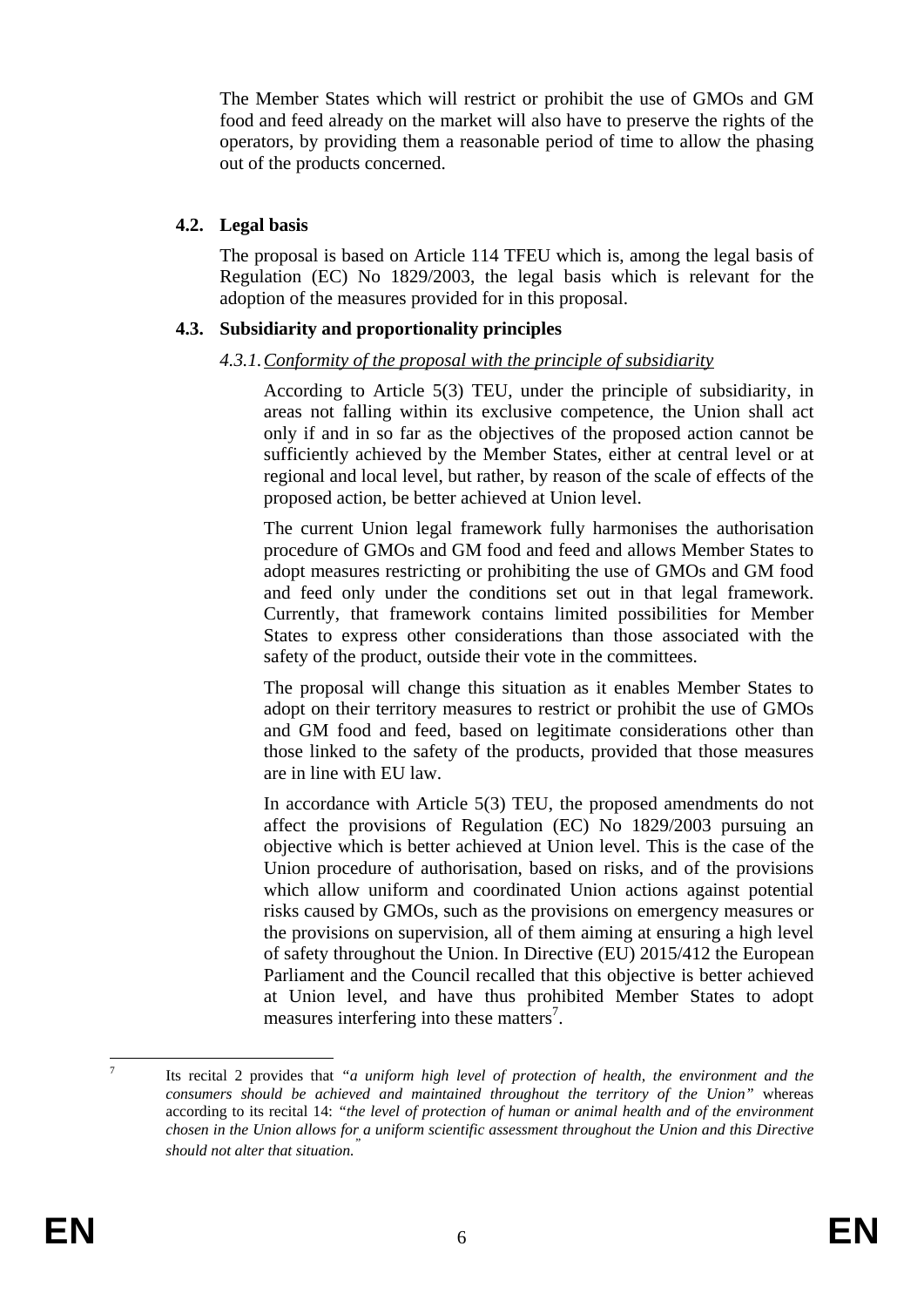The Member States which will restrict or prohibit the use of GMOs and GM food and feed already on the market will also have to preserve the rights of the operators, by providing them a reasonable period of time to allow the phasing out of the products concerned.

### 4.2. Legal basis

The proposal is based on Article 114 TFEU which is, among the legal basis of Regulation (EC) No 1829/2003, the legal basis which is relevant for the adoption of the measures provided for in this proposal.

### 4.3. Subsidiarity and proportionality principles

#### *4.3.1. Conformity of the proposal with the principle of subsidiarity*

According to Article 5(3) TEU, under the principle of subsidiarity, in areas not falling within its exclusive competence, the Union shall act only if and in so far as the objectives of the proposed action cannot be sufficiently achieved by the Member States, either at central level or at regional and local level, but rather, by reason of the scale of effects of the proposed action, be better achieved at Union level.

The current Union legal framework fully harmonises the authorisation procedure of GMOs and GM food and feed and allows Member States to adopt measures restricting or prohibiting the use of GMOs and GM food and feed only under the conditions set out in that legal framework. Currently, that framework contains limited possibilities for Member States to express other considerations than those associated with the safety of the product, outside their vote in the committees.

The proposal will change this situation as it enables Member States to adopt on their territory measures to restrict or prohibit the use of GMOs and GM food and feed, based on legitimate considerations other than those linked to the safety of the products, provided that those measures are in line with EU law.

In accordance with Article 5(3) TEU, the proposed amendments do not affect the provisions of Regulation (EC) No 1829/2003 pursuing an objective which is better achieved at Union level. This is the case of the Union procedure of authorisation, based on risks, and of the provisions which allow uniform and coordinated Union actions against potential risks caused by GMOs, such as the provisions on emergency measures or the provisions on supervision, all of them aiming at ensuring a high level of safety throughout the Union. In Directive (EU) 2015/412 the European Parliament and the Council recalled that this objective is better achieved at Union level, and have thus prohibited Member States to adopt measures interfering into these matters[7].

---

[7] Its recital 2 provides that *"a uniform high level of protection of health, the environment and the consumers should be achieved and maintained throughout the territory of the Union"* whereas according to its recital 14: *"the level of protection of human or animal health and of the environment chosen in the Union allows for a uniform scientific assessment throughout the Union and this Directive should not alter that situation."*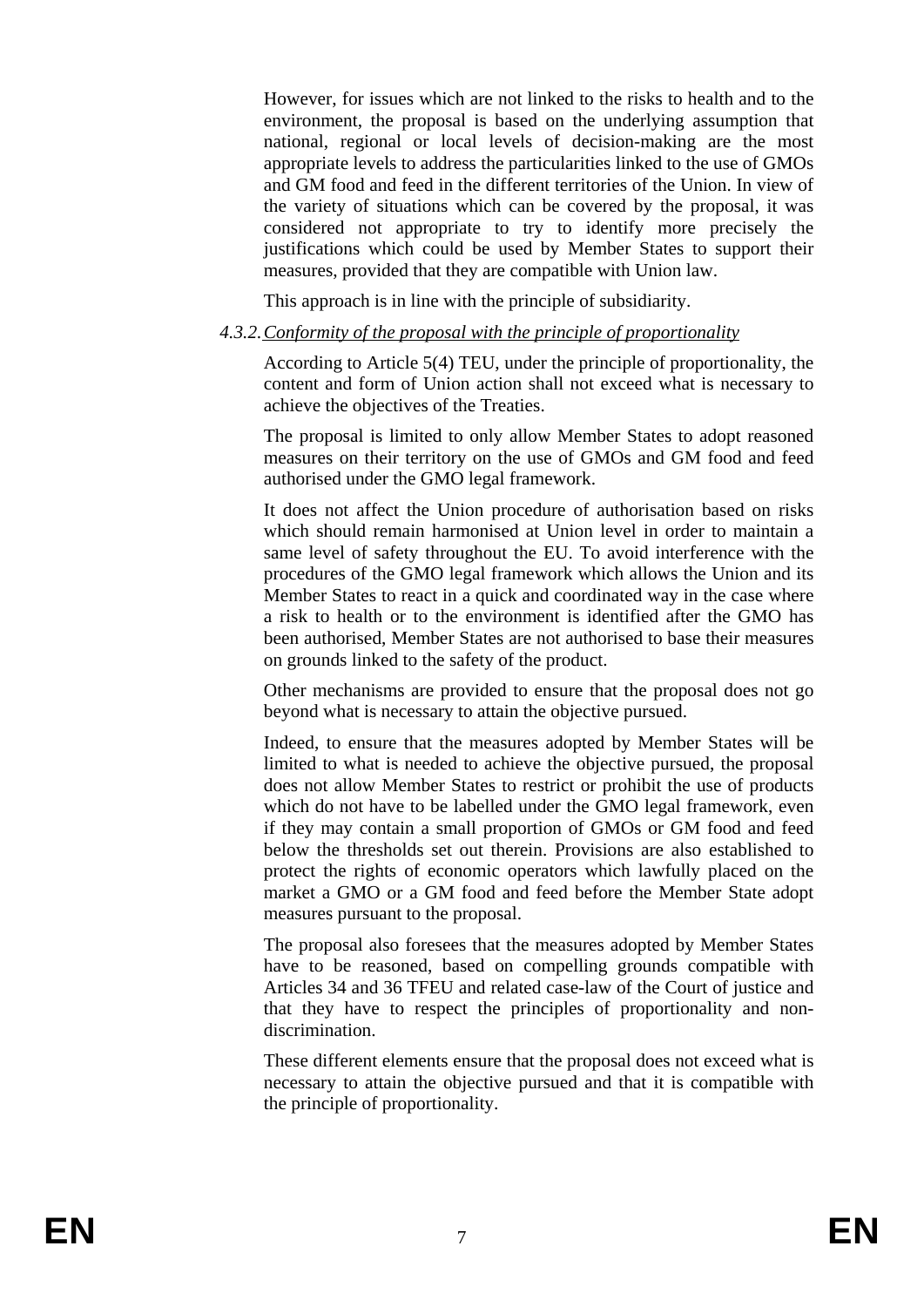However, for issues which are not linked to the risks to health and to the environment, the proposal is based on the underlying assumption that national, regional or local levels of decision-making are the most appropriate levels to address the particularities linked to the use of GMOs and GM food and feed in the different territories of the Union. In view of the variety of situations which can be covered by the proposal, it was considered not appropriate to try to identify more precisely the justifications which could be used by Member States to support their measures, provided that they are compatible with Union law.

This approach is in line with the principle of subsidiarity.

#### 4.3.2. *Conformity of the proposal with the principle of proportionality*

According to Article 5(4) TEU, under the principle of proportionality, the content and form of Union action shall not exceed what is necessary to achieve the objectives of the Treaties.

The proposal is limited to only allow Member States to adopt reasoned measures on their territory on the use of GMOs and GM food and feed authorised under the GMO legal framework.

It does not affect the Union procedure of authorisation based on risks which should remain harmonised at Union level in order to maintain a same level of safety throughout the EU. To avoid interference with the procedures of the GMO legal framework which allows the Union and its Member States to react in a quick and coordinated way in the case where a risk to health or to the environment is identified after the GMO has been authorised, Member States are not authorised to base their measures on grounds linked to the safety of the product.

Other mechanisms are provided to ensure that the proposal does not go beyond what is necessary to attain the objective pursued.

Indeed, to ensure that the measures adopted by Member States will be limited to what is needed to achieve the objective pursued, the proposal does not allow Member States to restrict or prohibit the use of products which do not have to be labelled under the GMO legal framework, even if they may contain a small proportion of GMOs or GM food and feed below the thresholds set out therein. Provisions are also established to protect the rights of economic operators which lawfully placed on the market a GMO or a GM food and feed before the Member State adopt measures pursuant to the proposal.

The proposal also foresees that the measures adopted by Member States have to be reasoned, based on compelling grounds compatible with Articles 34 and 36 TFEU and related case-law of the Court of justice and that they have to respect the principles of proportionality and non-discrimination.

These different elements ensure that the proposal does not exceed what is necessary to attain the objective pursued and that it is compatible with the principle of proportionality.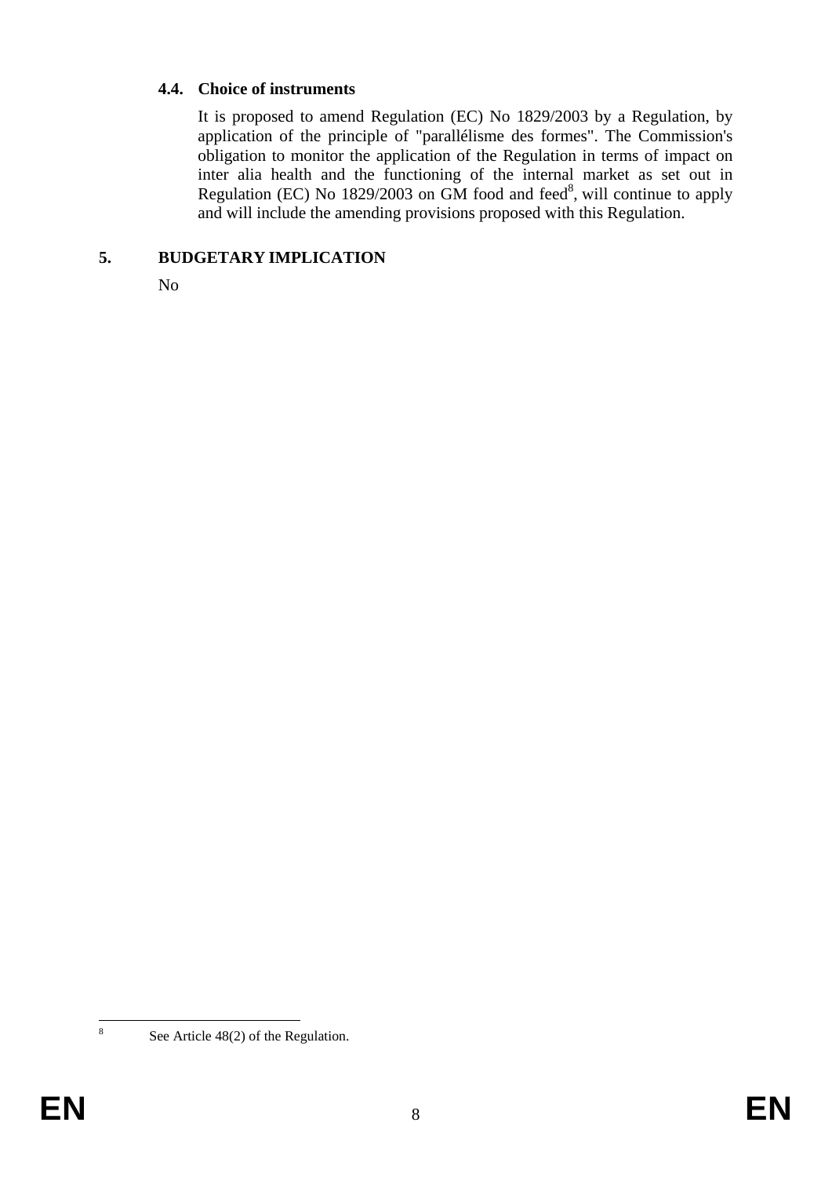### 4.4. Choice of instruments

It is proposed to amend Regulation (EC) No 1829/2003 by a Regulation, by application of the principle of "parallélisme des formes". The Commission's obligation to monitor the application of the Regulation in terms of impact on inter alia health and the functioning of the internal market as set out in Regulation (EC) No 1829/2003 on GM food and feed[8], will continue to apply and will include the amending provisions proposed with this Regulation.

## 5. BUDGETARY IMPLICATION

No

---

[8] See Article 48(2) of the Regulation.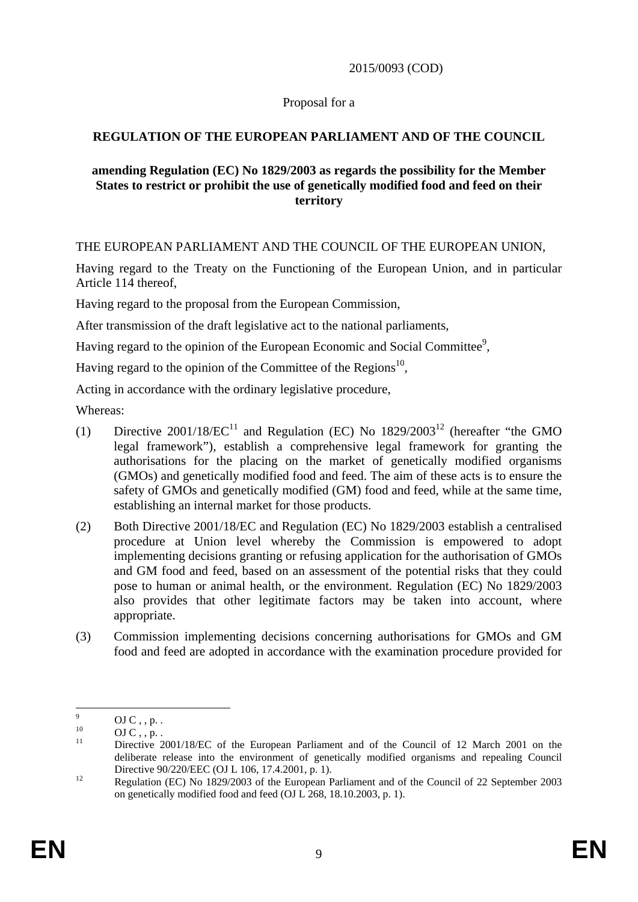2015/0093 (COD)

Proposal for a

**REGULATION OF THE EUROPEAN PARLIAMENT AND OF THE COUNCIL**

**amending Regulation (EC) No 1829/2003 as regards the possibility for the Member States to restrict or prohibit the use of genetically modified food and feed on their territory**

THE EUROPEAN PARLIAMENT AND THE COUNCIL OF THE EUROPEAN UNION,

Having regard to the Treaty on the Functioning of the European Union, and in particular Article 114 thereof,

Having regard to the proposal from the European Commission,

After transmission of the draft legislative act to the national parliaments,

Having regard to the opinion of the European Economic and Social Committee[9],

Having regard to the opinion of the Committee of the Regions[10],

Acting in accordance with the ordinary legislative procedure,

Whereas:

(1) Directive 2001/18/EC[11] and Regulation (EC) No 1829/2003[12] (hereafter "the GMO legal framework"), establish a comprehensive legal framework for granting the authorisations for the placing on the market of genetically modified organisms (GMOs) and genetically modified food and feed. The aim of these acts is to ensure the safety of GMOs and genetically modified (GM) food and feed, while at the same time, establishing an internal market for those products.

(2) Both Directive 2001/18/EC and Regulation (EC) No 1829/2003 establish a centralised procedure at Union level whereby the Commission is empowered to adopt implementing decisions granting or refusing application for the authorisation of GMOs and GM food and feed, based on an assessment of the potential risks that they could pose to human or animal health, or the environment. Regulation (EC) No 1829/2003 also provides that other legitimate factors may be taken into account, where appropriate.

(3) Commission implementing decisions concerning authorisations for GMOs and GM food and feed are adopted in accordance with the examination procedure provided for

---

[9] OJ C , , p. .

[10] OJ C , , p. .

[11] Directive 2001/18/EC of the European Parliament and of the Council of 12 March 2001 on the deliberate release into the environment of genetically modified organisms and repealing Council Directive 90/220/EEC (OJ L 106, 17.4.2001, p. 1).

[12] Regulation (EC) No 1829/2003 of the European Parliament and of the Council of 22 September 2003 on genetically modified food and feed (OJ L 268, 18.10.2003, p. 1).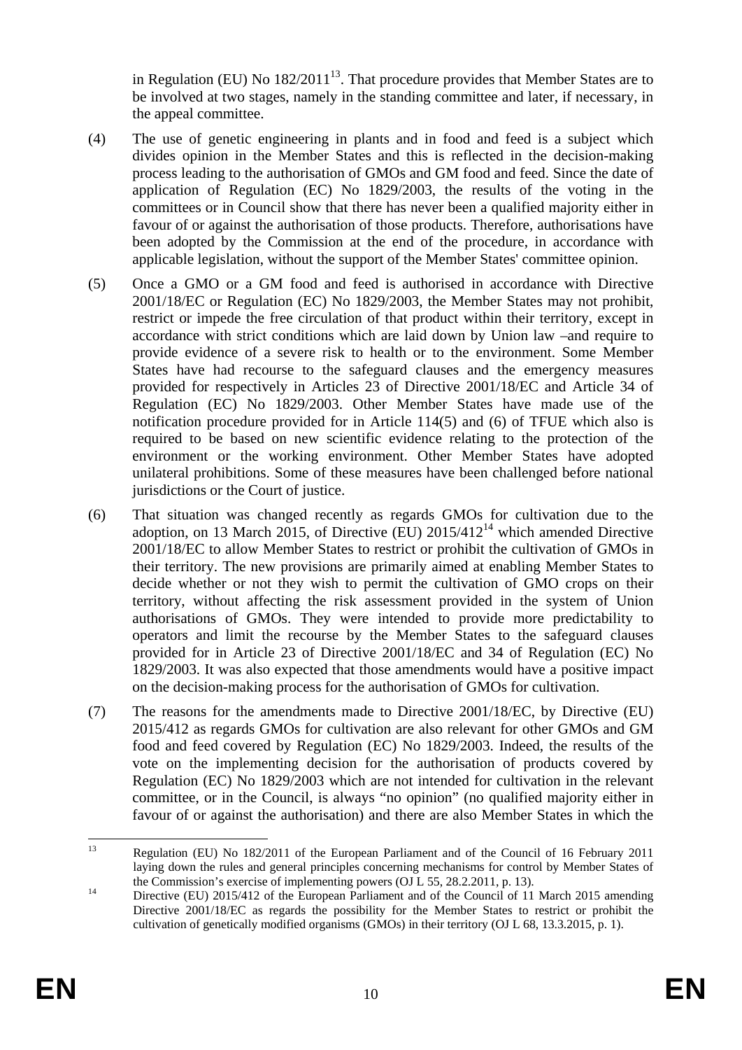in Regulation (EU) No 182/2011[13]. That procedure provides that Member States are to be involved at two stages, namely in the standing committee and later, if necessary, in the appeal committee.

(4) The use of genetic engineering in plants and in food and feed is a subject which divides opinion in the Member States and this is reflected in the decision-making process leading to the authorisation of GMOs and GM food and feed. Since the date of application of Regulation (EC) No 1829/2003, the results of the voting in the committees or in Council show that there has never been a qualified majority either in favour of or against the authorisation of those products. Therefore, authorisations have been adopted by the Commission at the end of the procedure, in accordance with applicable legislation, without the support of the Member States' committee opinion.

(5) Once a GMO or a GM food and feed is authorised in accordance with Directive 2001/18/EC or Regulation (EC) No 1829/2003, the Member States may not prohibit, restrict or impede the free circulation of that product within their territory, except in accordance with strict conditions which are laid down by Union law –and require to provide evidence of a severe risk to health or to the environment. Some Member States have had recourse to the safeguard clauses and the emergency measures provided for respectively in Articles 23 of Directive 2001/18/EC and Article 34 of Regulation (EC) No 1829/2003. Other Member States have made use of the notification procedure provided for in Article 114(5) and (6) of TFUE which also is required to be based on new scientific evidence relating to the protection of the environment or the working environment. Other Member States have adopted unilateral prohibitions. Some of these measures have been challenged before national jurisdictions or the Court of justice.

(6) That situation was changed recently as regards GMOs for cultivation due to the adoption, on 13 March 2015, of Directive (EU) 2015/412[14] which amended Directive 2001/18/EC to allow Member States to restrict or prohibit the cultivation of GMOs in their territory. The new provisions are primarily aimed at enabling Member States to decide whether or not they wish to permit the cultivation of GMO crops on their territory, without affecting the risk assessment provided in the system of Union authorisations of GMOs. They were intended to provide more predictability to operators and limit the recourse by the Member States to the safeguard clauses provided for in Article 23 of Directive 2001/18/EC and 34 of Regulation (EC) No 1829/2003. It was also expected that those amendments would have a positive impact on the decision-making process for the authorisation of GMOs for cultivation.

(7) The reasons for the amendments made to Directive 2001/18/EC, by Directive (EU) 2015/412 as regards GMOs for cultivation are also relevant for other GMOs and GM food and feed covered by Regulation (EC) No 1829/2003. Indeed, the results of the vote on the implementing decision for the authorisation of products covered by Regulation (EC) No 1829/2003 which are not intended for cultivation in the relevant committee, or in the Council, is always "no opinion" (no qualified majority either in favour of or against the authorisation) and there are also Member States in which the

---

[13] Regulation (EU) No 182/2011 of the European Parliament and of the Council of 16 February 2011 laying down the rules and general principles concerning mechanisms for control by Member States of the Commission's exercise of implementing powers (OJ L 55, 28.2.2011, p. 13).

[14] Directive (EU) 2015/412 of the European Parliament and of the Council of 11 March 2015 amending Directive 2001/18/EC as regards the possibility for the Member States to restrict or prohibit the cultivation of genetically modified organisms (GMOs) in their territory (OJ L 68, 13.3.2015, p. 1).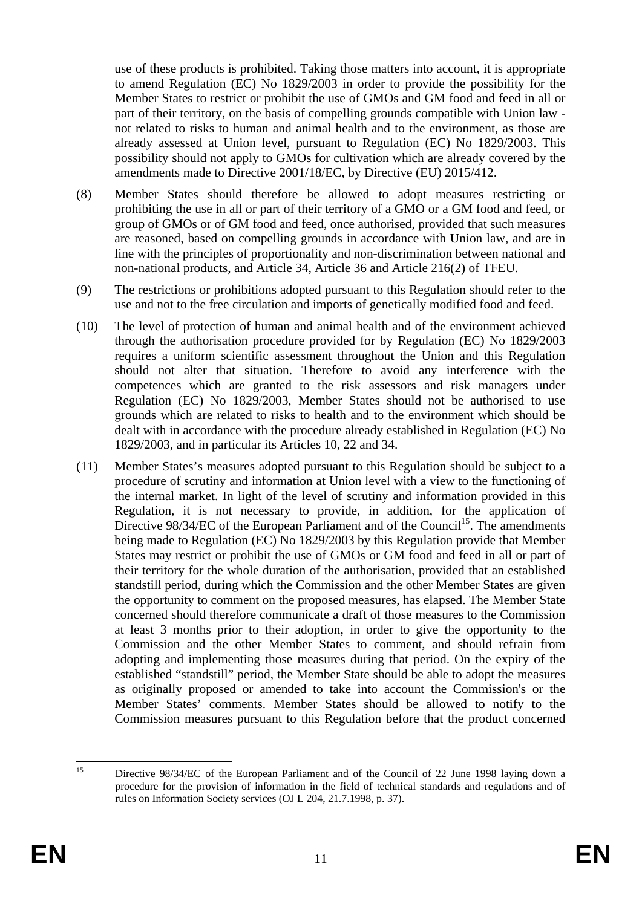use of these products is prohibited. Taking those matters into account, it is appropriate to amend Regulation (EC) No 1829/2003 in order to provide the possibility for the Member States to restrict or prohibit the use of GMOs and GM food and feed in all or part of their territory, on the basis of compelling grounds compatible with Union law - not related to risks to human and animal health and to the environment, as those are already assessed at Union level, pursuant to Regulation (EC) No 1829/2003. This possibility should not apply to GMOs for cultivation which are already covered by the amendments made to Directive 2001/18/EC, by Directive (EU) 2015/412.

(8) Member States should therefore be allowed to adopt measures restricting or prohibiting the use in all or part of their territory of a GMO or a GM food and feed, or group of GMOs or of GM food and feed, once authorised, provided that such measures are reasoned, based on compelling grounds in accordance with Union law, and are in line with the principles of proportionality and non-discrimination between national and non-national products, and Article 34, Article 36 and Article 216(2) of TFEU.

(9) The restrictions or prohibitions adopted pursuant to this Regulation should refer to the use and not to the free circulation and imports of genetically modified food and feed.

(10) The level of protection of human and animal health and of the environment achieved through the authorisation procedure provided for by Regulation (EC) No 1829/2003 requires a uniform scientific assessment throughout the Union and this Regulation should not alter that situation. Therefore to avoid any interference with the competences which are granted to the risk assessors and risk managers under Regulation (EC) No 1829/2003, Member States should not be authorised to use grounds which are related to risks to health and to the environment which should be dealt with in accordance with the procedure already established in Regulation (EC) No 1829/2003, and in particular its Articles 10, 22 and 34.

(11) Member States's measures adopted pursuant to this Regulation should be subject to a procedure of scrutiny and information at Union level with a view to the functioning of the internal market. In light of the level of scrutiny and information provided in this Regulation, it is not necessary to provide, in addition, for the application of Directive 98/34/EC of the European Parliament and of the Council[15]. The amendments being made to Regulation (EC) No 1829/2003 by this Regulation provide that Member States may restrict or prohibit the use of GMOs or GM food and feed in all or part of their territory for the whole duration of the authorisation, provided that an established standstill period, during which the Commission and the other Member States are given the opportunity to comment on the proposed measures, has elapsed. The Member State concerned should therefore communicate a draft of those measures to the Commission at least 3 months prior to their adoption, in order to give the opportunity to the Commission and the other Member States to comment, and should refrain from adopting and implementing those measures during that period. On the expiry of the established "standstill" period, the Member State should be able to adopt the measures as originally proposed or amended to take into account the Commission's or the Member States' comments. Member States should be allowed to notify to the Commission measures pursuant to this Regulation before that the product concerned

[15] Directive 98/34/EC of the European Parliament and of the Council of 22 June 1998 laying down a procedure for the provision of information in the field of technical standards and regulations and of rules on Information Society services (OJ L 204, 21.7.1998, p. 37).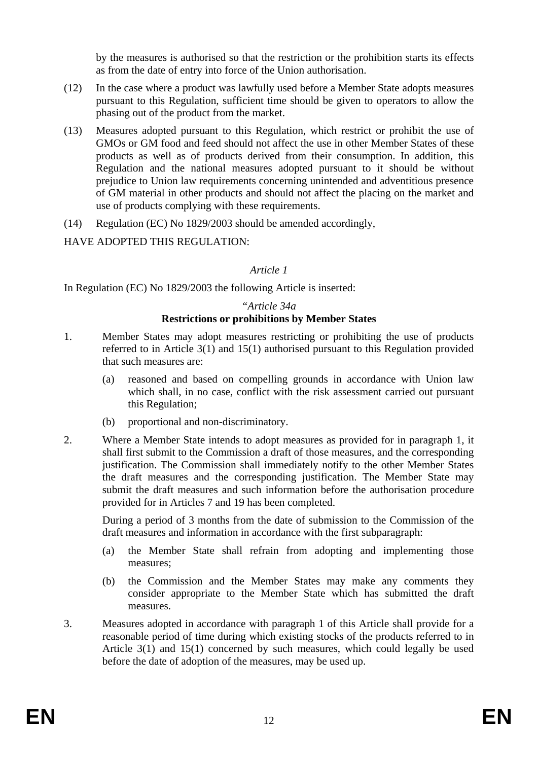by the measures is authorised so that the restriction or the prohibition starts its effects as from the date of entry into force of the Union authorisation.

(12) In the case where a product was lawfully used before a Member State adopts measures pursuant to this Regulation, sufficient time should be given to operators to allow the phasing out of the product from the market.

(13) Measures adopted pursuant to this Regulation, which restrict or prohibit the use of GMOs or GM food and feed should not affect the use in other Member States of these products as well as of products derived from their consumption. In addition, this Regulation and the national measures adopted pursuant to it should be without prejudice to Union law requirements concerning unintended and adventitious presence of GM material in other products and should not affect the placing on the market and use of products complying with these requirements.

(14) Regulation (EC) No 1829/2003 should be amended accordingly,

HAVE ADOPTED THIS REGULATION:

*Article 1*

In Regulation (EC) No 1829/2003 the following Article is inserted:

"*Article 34a*

**Restrictions or prohibitions by Member States**

1. Member States may adopt measures restricting or prohibiting the use of products referred to in Article 3(1) and 15(1) authorised pursuant to this Regulation provided that such measures are:

   (a) reasoned and based on compelling grounds in accordance with Union law which shall, in no case, conflict with the risk assessment carried out pursuant this Regulation;

   (b) proportional and non-discriminatory.

2. Where a Member State intends to adopt measures as provided for in paragraph 1, it shall first submit to the Commission a draft of those measures, and the corresponding justification. The Commission shall immediately notify to the other Member States the draft measures and the corresponding justification. The Member State may submit the draft measures and such information before the authorisation procedure provided for in Articles 7 and 19 has been completed.

   During a period of 3 months from the date of submission to the Commission of the draft measures and information in accordance with the first subparagraph:

   (a) the Member State shall refrain from adopting and implementing those measures;

   (b) the Commission and the Member States may make any comments they consider appropriate to the Member State which has submitted the draft measures.

3. Measures adopted in accordance with paragraph 1 of this Article shall provide for a reasonable period of time during which existing stocks of the products referred to in Article 3(1) and 15(1) concerned by such measures, which could legally be used before the date of adoption of the measures, may be used up.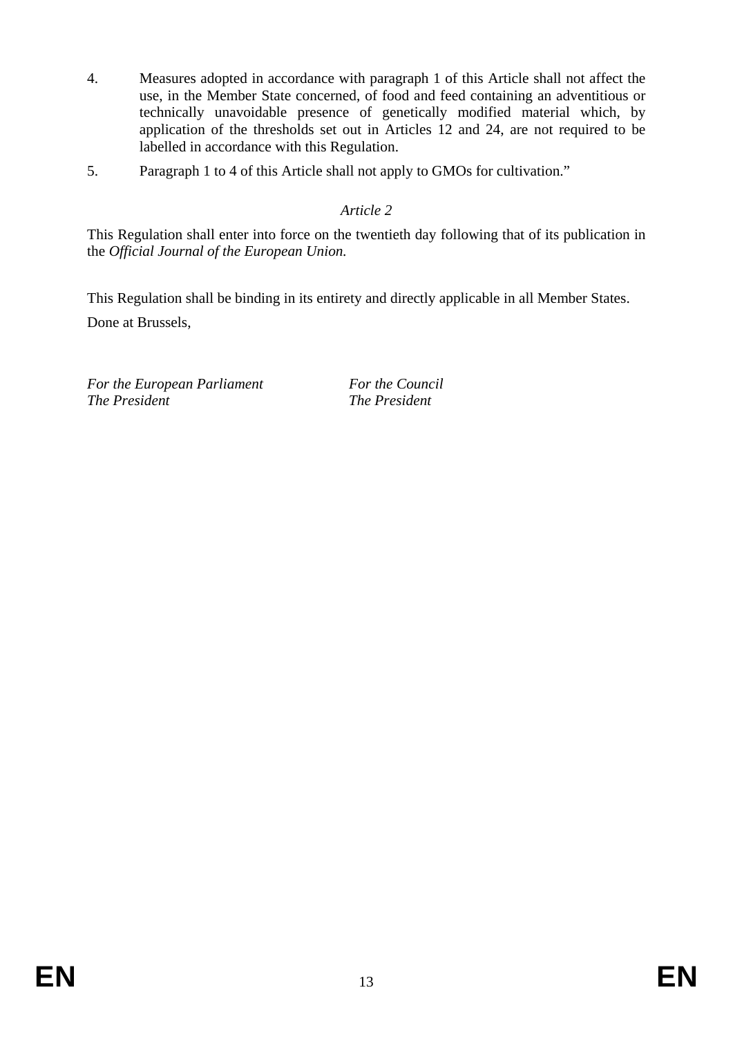4. Measures adopted in accordance with paragraph 1 of this Article shall not affect the use, in the Member State concerned, of food and feed containing an adventitious or technically unavoidable presence of genetically modified material which, by application of the thresholds set out in Articles 12 and 24, are not required to be labelled in accordance with this Regulation.

5. Paragraph 1 to 4 of this Article shall not apply to GMOs for cultivation."

*Article 2*

This Regulation shall enter into force on the twentieth day following that of its publication in the *Official Journal of the European Union.*

This Regulation shall be binding in its entirety and directly applicable in all Member States.

Done at Brussels,

*For the European Parliament*
*The President*

*For the Council*
*The President*